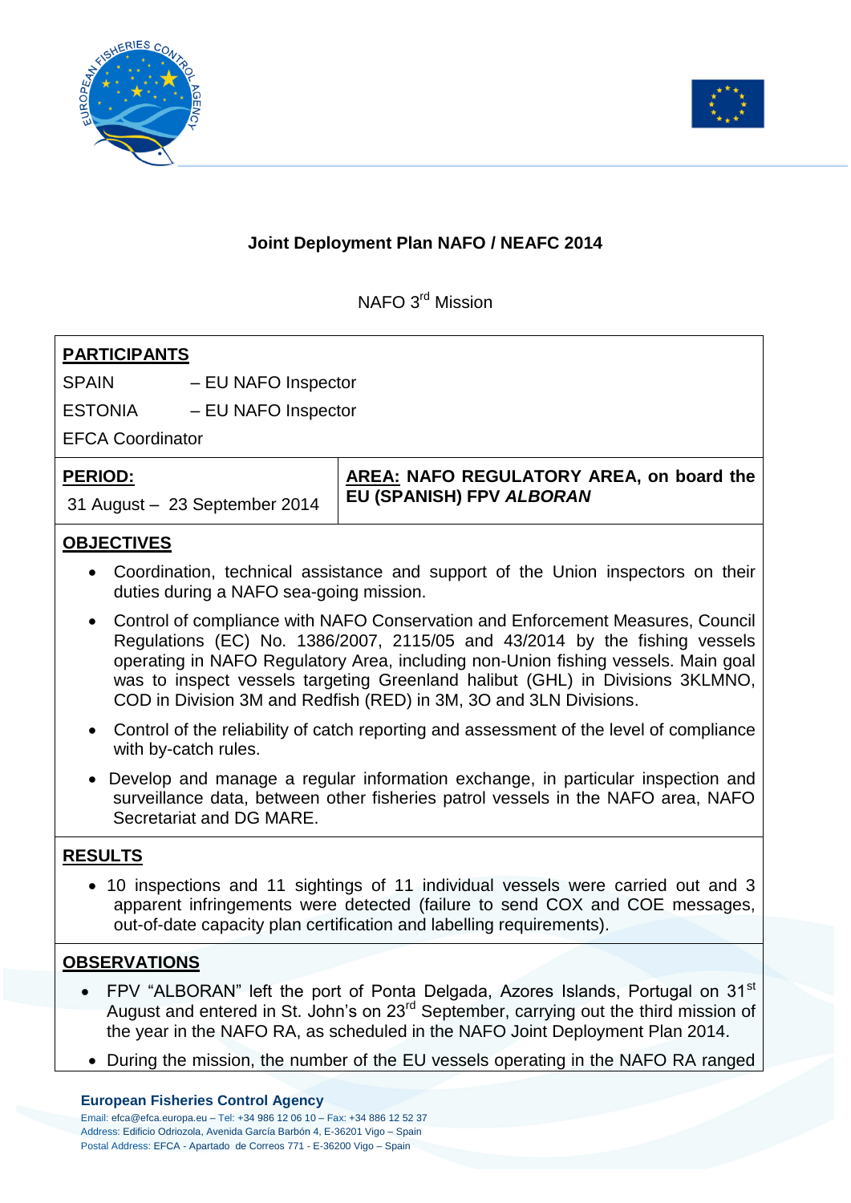## Joint Deployment Plan NAFO / NEAFC 2014

NAFO 3rd Mission

**PARTICIPANTS**

SPAIN – EU NAFO Inspector

ESTONIA – EU NAFO Inspector

EFCA Coordinator

| **PERIOD:** | **AREA: NAFO REGULATORY AREA, on board the EU (SPANISH) FPV *ALBORAN*** |
|---|---|
| 31 August – 23 September 2014 | |

**OBJECTIVES**

- Coordination, technical assistance and support of the Union inspectors on their duties during a NAFO sea-going mission.
- Control of compliance with NAFO Conservation and Enforcement Measures, Council Regulations (EC) No. 1386/2007, 2115/05 and 43/2014 by the fishing vessels operating in NAFO Regulatory Area, including non-Union fishing vessels. Main goal was to inspect vessels targeting Greenland halibut (GHL) in Divisions 3KLMNO, COD in Division 3M and Redfish (RED) in 3M, 3O and 3LN Divisions.
- Control of the reliability of catch reporting and assessment of the level of compliance with by-catch rules.
- Develop and manage a regular information exchange, in particular inspection and surveillance data, between other fisheries patrol vessels in the NAFO area, NAFO Secretariat and DG MARE.

**RESULTS**

- 10 inspections and 11 sightings of 11 individual vessels were carried out and 3 apparent infringements were detected (failure to send COX and COE messages, out-of-date capacity plan certification and labelling requirements).

**OBSERVATIONS**

- FPV "ALBORAN" left the port of Ponta Delgada, Azores Islands, Portugal on 31st August and entered in St. John's on 23rd September, carrying out the third mission of the year in the NAFO RA, as scheduled in the NAFO Joint Deployment Plan 2014.
- During the mission, the number of the EU vessels operating in the NAFO RA ranged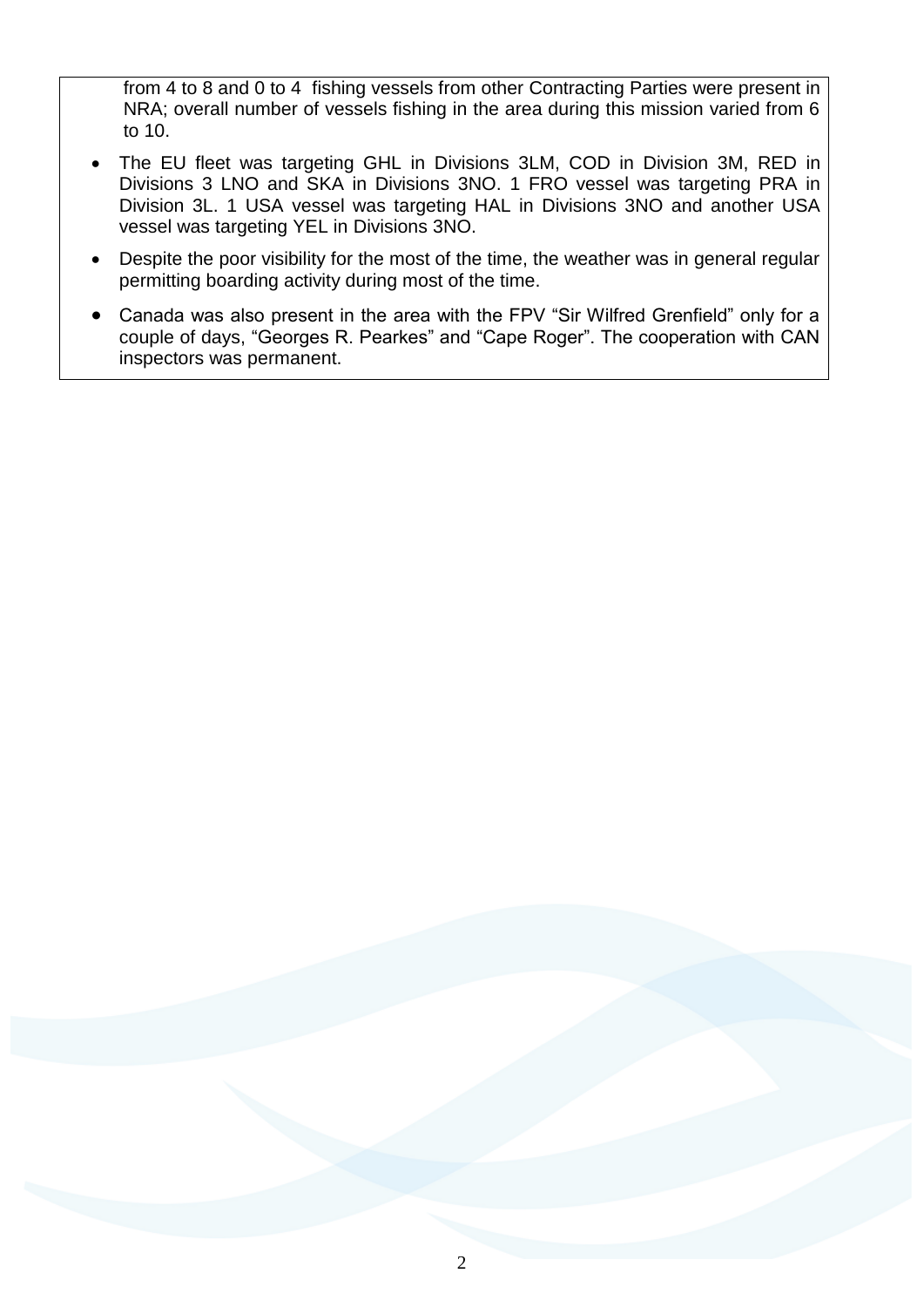from 4 to 8 and 0 to 4 fishing vessels from other Contracting Parties were present in NRA; overall number of vessels fishing in the area during this mission varied from 6 to 10.

- The EU fleet was targeting GHL in Divisions 3LM, COD in Division 3M, RED in Divisions 3 LNO and SKA in Divisions 3NO. 1 FRO vessel was targeting PRA in Division 3L. 1 USA vessel was targeting HAL in Divisions 3NO and another USA vessel was targeting YEL in Divisions 3NO.
- Despite the poor visibility for the most of the time, the weather was in general regular permitting boarding activity during most of the time.
- Canada was also present in the area with the FPV "Sir Wilfred Grenfield" only for a couple of days, "Georges R. Pearkes" and "Cape Roger". The cooperation with CAN inspectors was permanent.